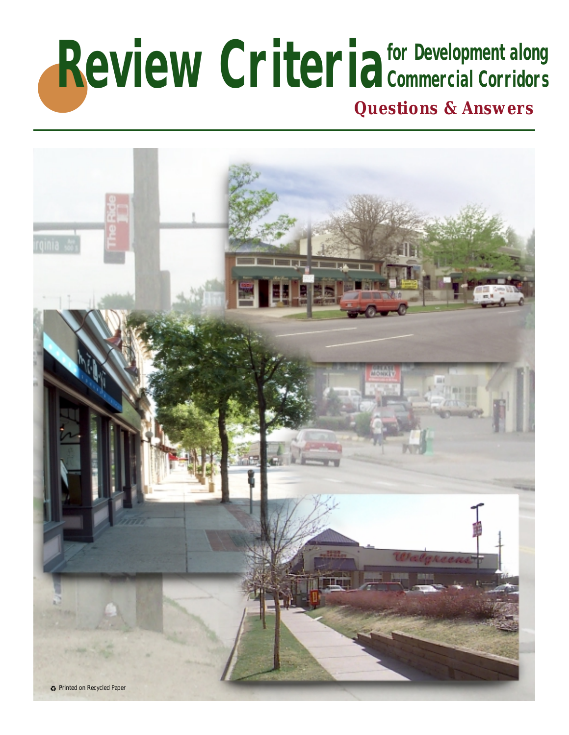# Review Criteria for Development along Commercial Corridors

## Questions & Answers

♻ Printed on Recycled Paper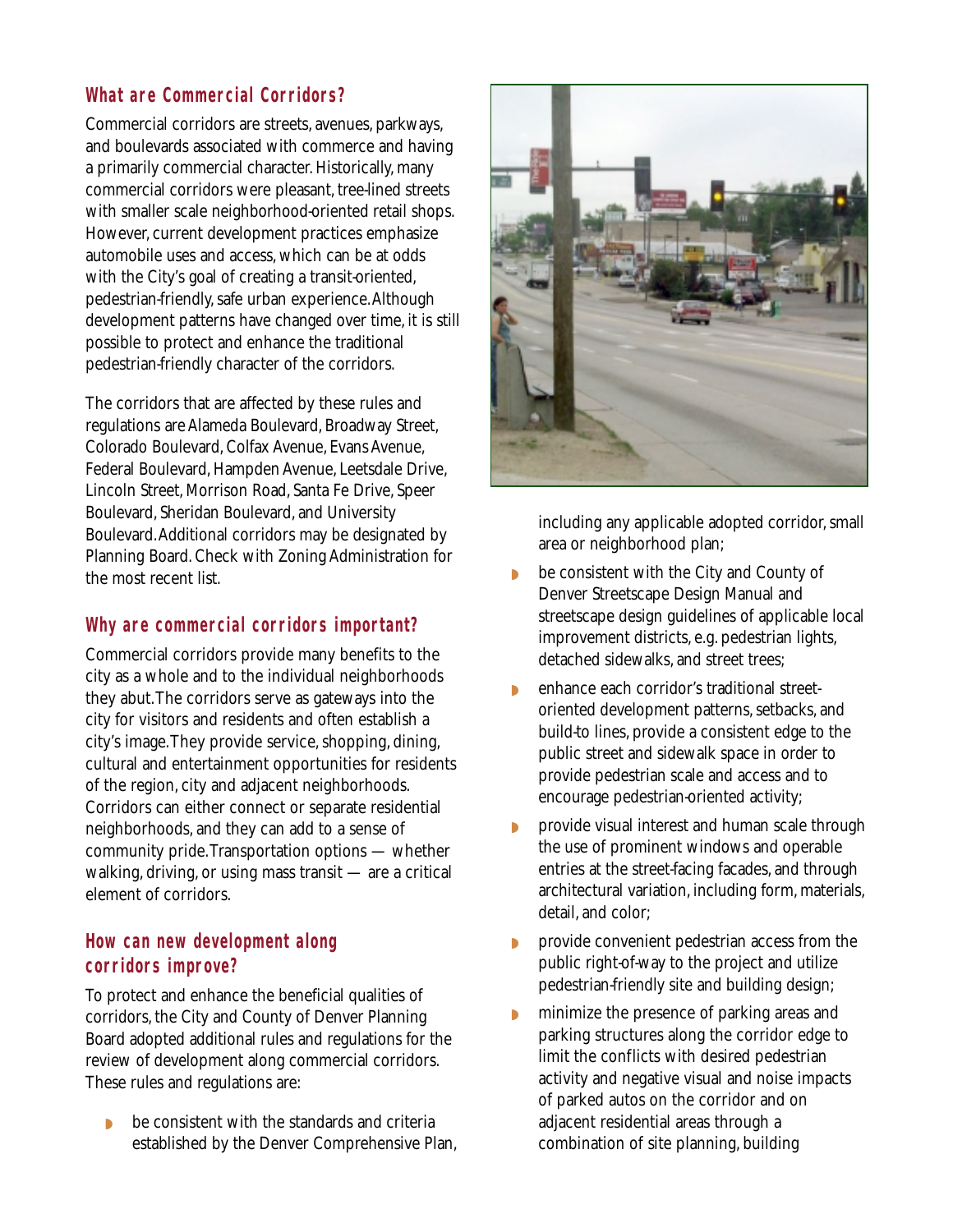## What are Commercial Corridors?

Commercial corridors are streets, avenues, parkways, and boulevards associated with commerce and having a primarily commercial character. Historically, many commercial corridors were pleasant, tree-lined streets with smaller scale neighborhood-oriented retail shops. However, current development practices emphasize automobile uses and access, which can be at odds with the City's goal of creating a transit-oriented, pedestrian-friendly, safe urban experience. Although development patterns have changed over time, it is still possible to protect and enhance the traditional pedestrian-friendly character of the corridors.

The corridors that are affected by these rules and regulations are Alameda Boulevard, Broadway Street, Colorado Boulevard, Colfax Avenue, Evans Avenue, Federal Boulevard, Hampden Avenue, Leetsdale Drive, Lincoln Street, Morrison Road, Santa Fe Drive, Speer Boulevard, Sheridan Boulevard, and University Boulevard. Additional corridors may be designated by Planning Board. Check with Zoning Administration for the most recent list.

## Why are commercial corridors important?

Commercial corridors provide many benefits to the city as a whole and to the individual neighborhoods they abut. The corridors serve as gateways into the city for visitors and residents and often establish a city's image. They provide service, shopping, dining, cultural and entertainment opportunities for residents of the region, city and adjacent neighborhoods. Corridors can either connect or separate residential neighborhoods, and they can add to a sense of community pride. Transportation options — whether walking, driving, or using mass transit — are a critical element of corridors.

## How can new development along corridors improve?

To protect and enhance the beneficial qualities of corridors, the City and County of Denver Planning Board adopted additional rules and regulations for the review of development along commercial corridors. These rules and regulations are:

- be consistent with the standards and criteria established by the Denver Comprehensive Plan, including any applicable adopted corridor, small area or neighborhood plan;
- be consistent with the City and County of Denver Streetscape Design Manual and streetscape design guidelines of applicable local improvement districts, e.g. pedestrian lights, detached sidewalks, and street trees;
- enhance each corridor's traditional street-oriented development patterns, setbacks, and build-to lines, provide a consistent edge to the public street and sidewalk space in order to provide pedestrian scale and access and to encourage pedestrian-oriented activity;
- provide visual interest and human scale through the use of prominent windows and operable entries at the street-facing facades, and through architectural variation, including form, materials, detail, and color;
- provide convenient pedestrian access from the public right-of-way to the project and utilize pedestrian-friendly site and building design;
- minimize the presence of parking areas and parking structures along the corridor edge to limit the conflicts with desired pedestrian activity and negative visual and noise impacts of parked autos on the corridor and on adjacent residential areas through a combination of site planning, building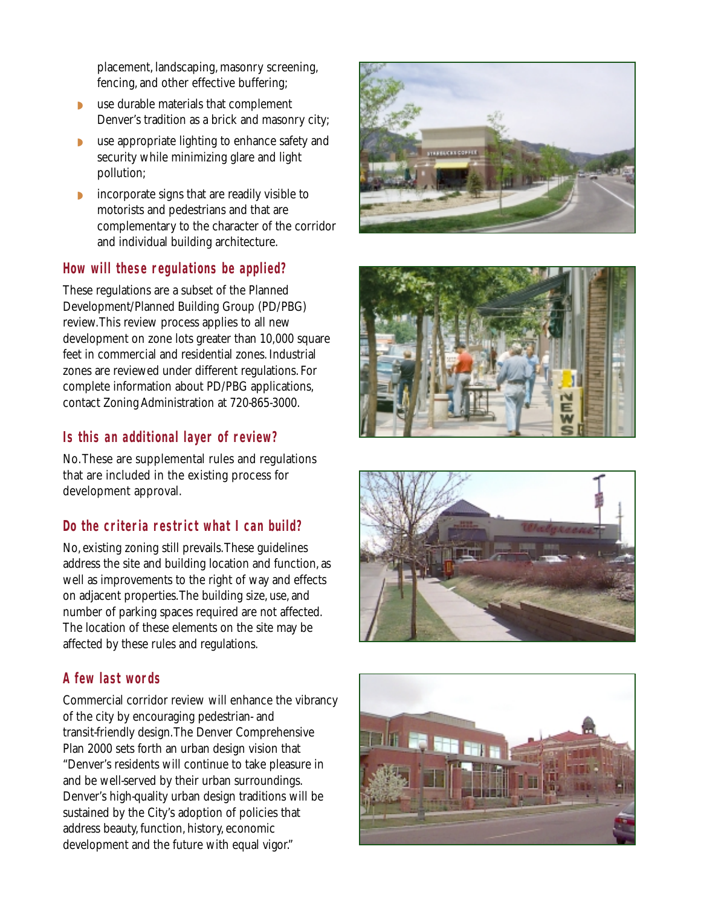placement, landscaping, masonry screening, fencing, and other effective buffering;

- use durable materials that complement Denver's tradition as a brick and masonry city;
- use appropriate lighting to enhance safety and security while minimizing glare and light pollution;
- incorporate signs that are readily visible to motorists and pedestrians and that are complementary to the character of the corridor and individual building architecture.

## How will these regulations be applied?

These regulations are a subset of the Planned Development/Planned Building Group (PD/PBG) review. This review process applies to all new development on zone lots greater than 10,000 square feet in commercial and residential zones. Industrial zones are reviewed under different regulations. For complete information about PD/PBG applications, contact Zoning Administration at 720-865-3000.

## Is this an additional layer of review?

No. These are supplemental rules and regulations that are included in the existing process for development approval.

## Do the criteria restrict what I can build?

No, existing zoning still prevails. These guidelines address the site and building location and function, as well as improvements to the right of way and effects on adjacent properties. The building size, use, and number of parking spaces required are not affected. The location of these elements on the site may be affected by these rules and regulations.

## A few last words

Commercial corridor review will enhance the vibrancy of the city by encouraging pedestrian- and transit-friendly design. The Denver Comprehensive Plan 2000 sets forth an urban design vision that "Denver's residents will continue to take pleasure in and be well-served by their urban surroundings. Denver's high-quality urban design traditions will be sustained by the City's adoption of policies that address beauty, function, history, economic development and the future with equal vigor."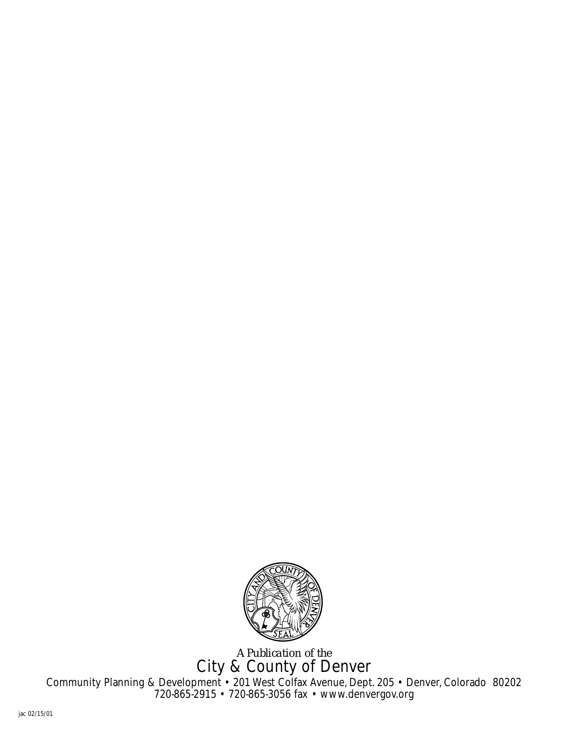*A Publication of the*

City & County of Denver

Community Planning & Development • 201 West Colfax Avenue, Dept. 205 • Denver, Colorado 80202

720-865-2915 • 720-865-3056 fax • www.denvergov.org

jac 02/15/01